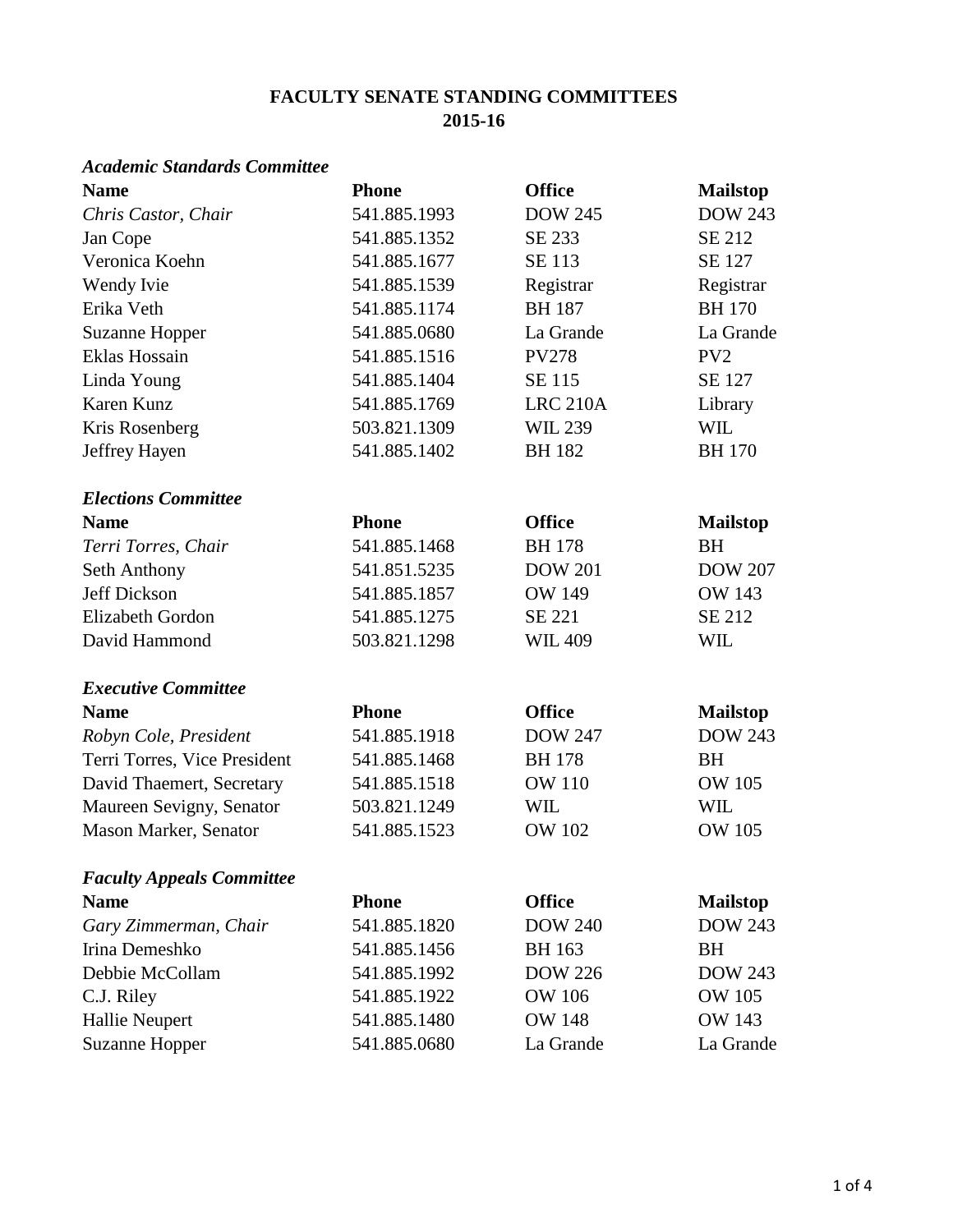# FACULTY SENATE STANDING COMMITTEES
## 2015-16

### *Academic Standards Committee*

| Name | Phone | Office | Mailstop |
|---|---|---|---|
| *Chris Castor, Chair* | 541.885.1993 | DOW 245 | DOW 243 |
| Jan Cope | 541.885.1352 | SE 233 | SE 212 |
| Veronica Koehn | 541.885.1677 | SE 113 | SE 127 |
| Wendy Ivie | 541.885.1539 | Registrar | Registrar |
| Erika Veth | 541.885.1174 | BH 187 | BH 170 |
| Suzanne Hopper | 541.885.0680 | La Grande | La Grande |
| Eklas Hossain | 541.885.1516 | PV278 | PV2 |
| Linda Young | 541.885.1404 | SE 115 | SE 127 |
| Karen Kunz | 541.885.1769 | LRC 210A | Library |
| Kris Rosenberg | 503.821.1309 | WIL 239 | WIL |
| Jeffrey Hayen | 541.885.1402 | BH 182 | BH 170 |

### *Elections Committee*

| Name | Phone | Office | Mailstop |
|---|---|---|---|
| *Terri Torres, Chair* | 541.885.1468 | BH 178 | BH |
| Seth Anthony | 541.851.5235 | DOW 201 | DOW 207 |
| Jeff Dickson | 541.885.1857 | OW 149 | OW 143 |
| Elizabeth Gordon | 541.885.1275 | SE 221 | SE 212 |
| David Hammond | 503.821.1298 | WIL 409 | WIL |

### *Executive Committee*

| Name | Phone | Office | Mailstop |
|---|---|---|---|
| *Robyn Cole, President* | 541.885.1918 | DOW 247 | DOW 243 |
| Terri Torres, Vice President | 541.885.1468 | BH 178 | BH |
| David Thaemert, Secretary | 541.885.1518 | OW 110 | OW 105 |
| Maureen Sevigny, Senator | 503.821.1249 | WIL | WIL |
| Mason Marker, Senator | 541.885.1523 | OW 102 | OW 105 |

### *Faculty Appeals Committee*

| Name | Phone | Office | Mailstop |
|---|---|---|---|
| *Gary Zimmerman, Chair* | 541.885.1820 | DOW 240 | DOW 243 |
| Irina Demeshko | 541.885.1456 | BH 163 | BH |
| Debbie McCollam | 541.885.1992 | DOW 226 | DOW 243 |
| C.J. Riley | 541.885.1922 | OW 106 | OW 105 |
| Hallie Neupert | 541.885.1480 | OW 148 | OW 143 |
| Suzanne Hopper | 541.885.0680 | La Grande | La Grande |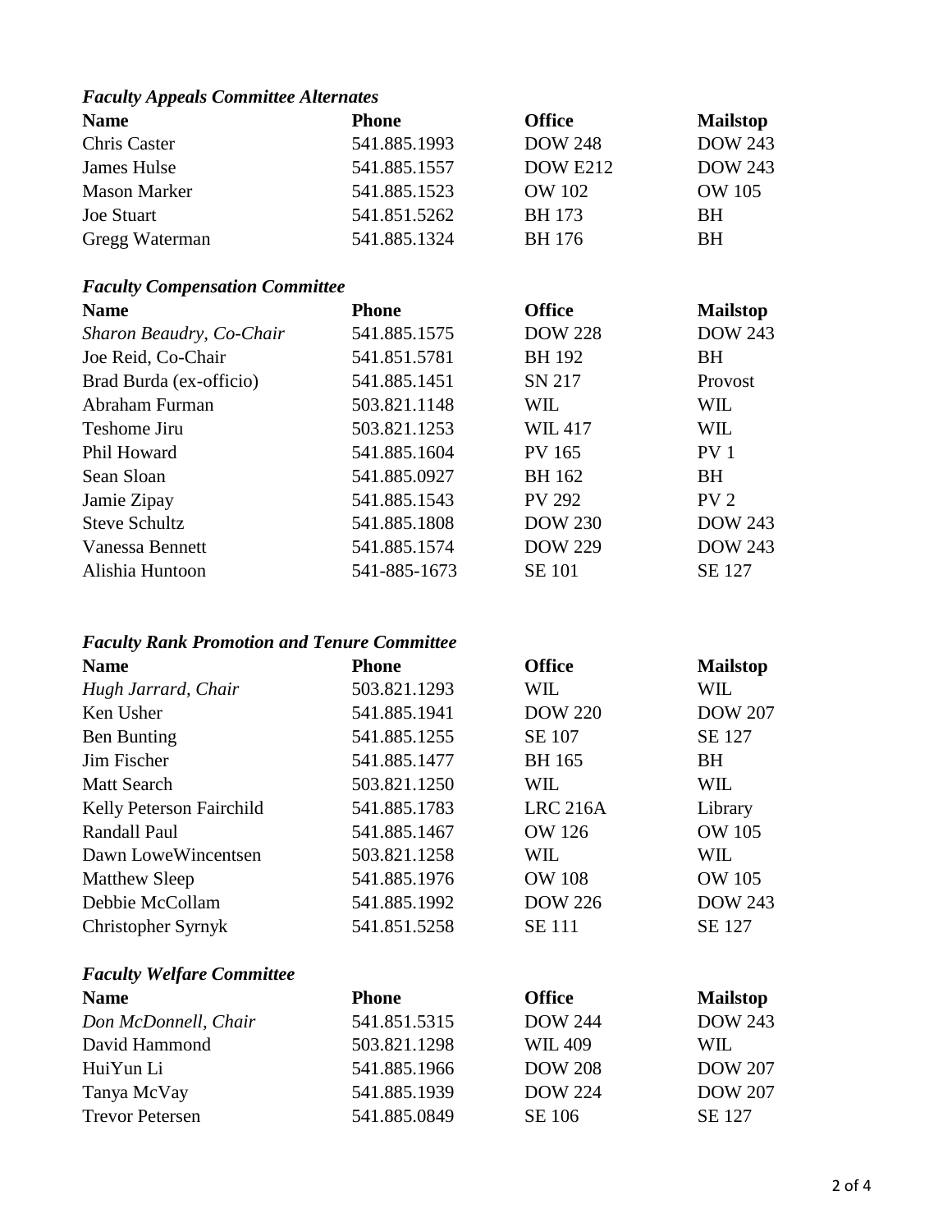### *Faculty Appeals Committee Alternates*

| Name | Phone | Office | Mailstop |
|---|---|---|---|
| Chris Caster | 541.885.1993 | DOW 248 | DOW 243 |
| James Hulse | 541.885.1557 | DOW E212 | DOW 243 |
| Mason Marker | 541.885.1523 | OW 102 | OW 105 |
| Joe Stuart | 541.851.5262 | BH 173 | BH |
| Gregg Waterman | 541.885.1324 | BH 176 | BH |

### *Faculty Compensation Committee*

| Name | Phone | Office | Mailstop |
|---|---|---|---|
| *Sharon Beaudry, Co-Chair* | 541.885.1575 | DOW 228 | DOW 243 |
| Joe Reid, Co-Chair | 541.851.5781 | BH 192 | BH |
| Brad Burda (ex-officio) | 541.885.1451 | SN 217 | Provost |
| Abraham Furman | 503.821.1148 | WIL | WIL |
| Teshome Jiru | 503.821.1253 | WIL 417 | WIL |
| Phil Howard | 541.885.1604 | PV 165 | PV 1 |
| Sean Sloan | 541.885.0927 | BH 162 | BH |
| Jamie Zipay | 541.885.1543 | PV 292 | PV 2 |
| Steve Schultz | 541.885.1808 | DOW 230 | DOW 243 |
| Vanessa Bennett | 541.885.1574 | DOW 229 | DOW 243 |
| Alishia Huntoon | 541-885-1673 | SE 101 | SE 127 |

### *Faculty Rank Promotion and Tenure Committee*

| Name | Phone | Office | Mailstop |
|---|---|---|---|
| *Hugh Jarrard, Chair* | 503.821.1293 | WIL | WIL |
| Ken Usher | 541.885.1941 | DOW 220 | DOW 207 |
| Ben Bunting | 541.885.1255 | SE 107 | SE 127 |
| Jim Fischer | 541.885.1477 | BH 165 | BH |
| Matt Search | 503.821.1250 | WIL | WIL |
| Kelly Peterson Fairchild | 541.885.1783 | LRC 216A | Library |
| Randall Paul | 541.885.1467 | OW 126 | OW 105 |
| Dawn LoweWincentsen | 503.821.1258 | WIL | WIL |
| Matthew Sleep | 541.885.1976 | OW 108 | OW 105 |
| Debbie McCollam | 541.885.1992 | DOW 226 | DOW 243 |
| Christopher Syrnyk | 541.851.5258 | SE 111 | SE 127 |

### *Faculty Welfare Committee*

| Name | Phone | Office | Mailstop |
|---|---|---|---|
| *Don McDonnell, Chair* | 541.851.5315 | DOW 244 | DOW 243 |
| David Hammond | 503.821.1298 | WIL 409 | WIL |
| HuiYun Li | 541.885.1966 | DOW 208 | DOW 207 |
| Tanya McVay | 541.885.1939 | DOW 224 | DOW 207 |
| Trevor Petersen | 541.885.0849 | SE 106 | SE 127 |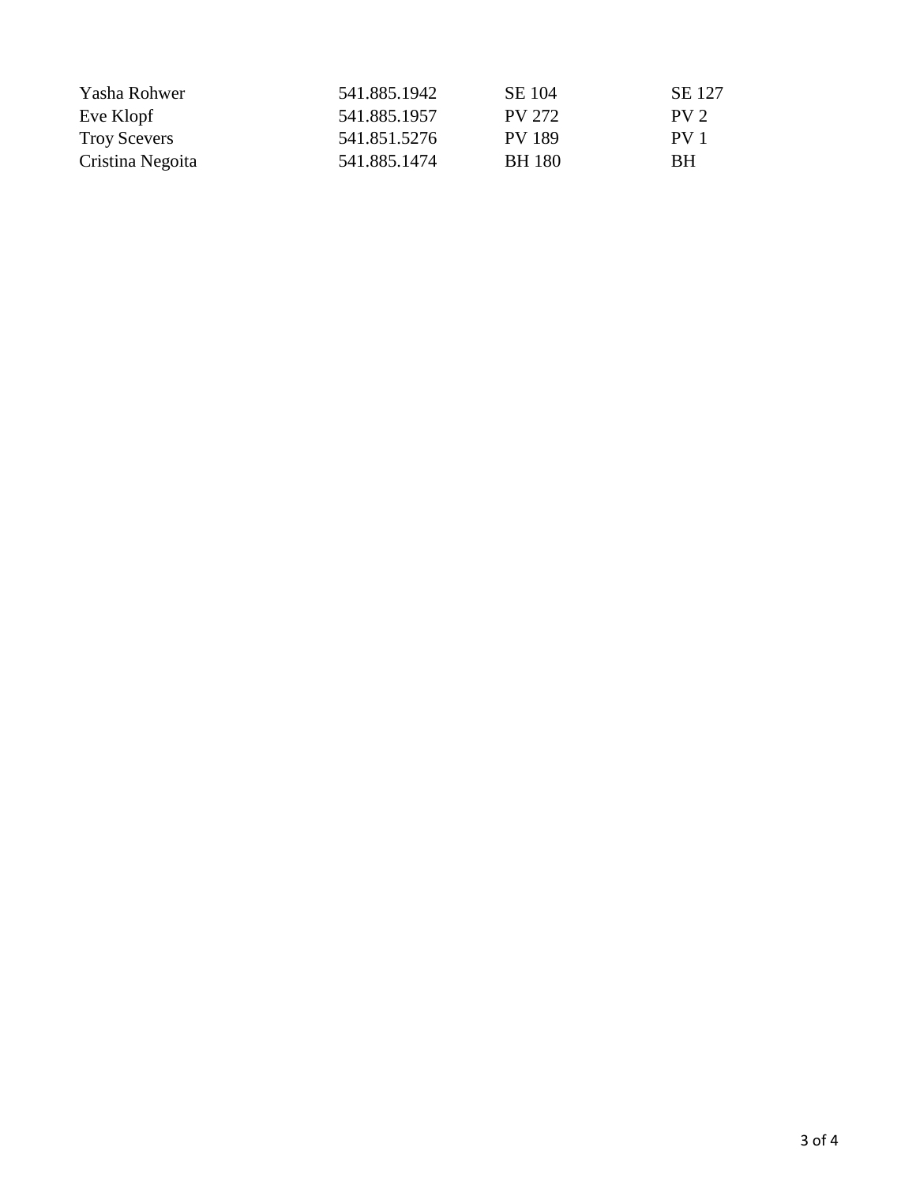| | | | |
|---|---|---|---|
| Yasha Rohwer | 541.885.1942 | SE 104 | SE 127 |
| Eve Klopf | 541.885.1957 | PV 272 | PV 2 |
| Troy Scevers | 541.851.5276 | PV 189 | PV 1 |
| Cristina Negoita | 541.885.1474 | BH 180 | BH |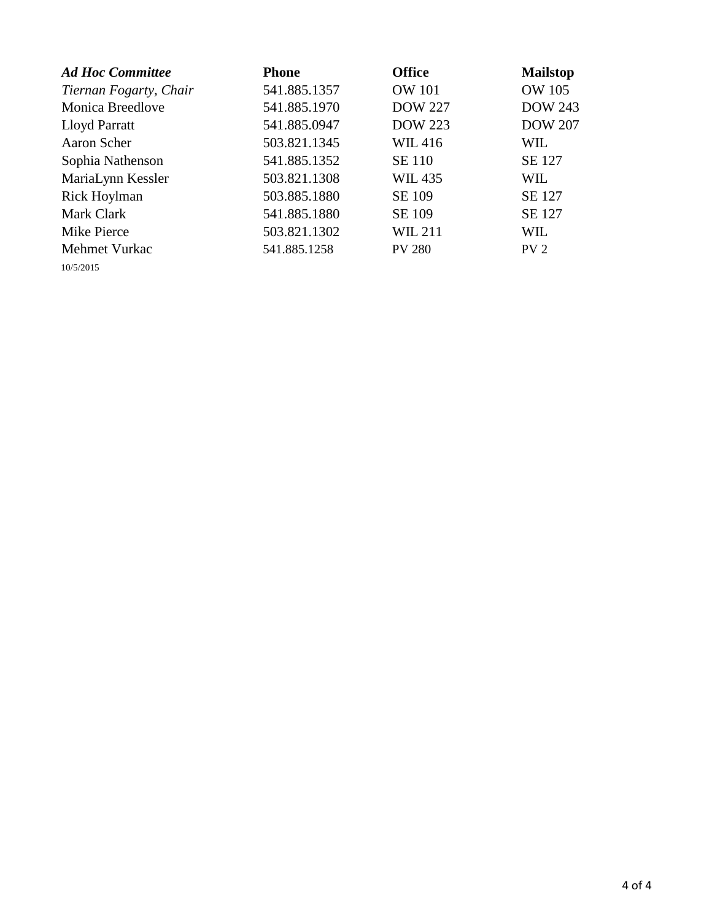| *Ad Hoc Committee* | **Phone** | **Office** | **Mailstop** |
| --- | --- | --- | --- |
| *Tiernan Fogarty, Chair* | 541.885.1357 | OW 101 | OW 105 |
| Monica Breedlove | 541.885.1970 | DOW 227 | DOW 243 |
| Lloyd Parratt | 541.885.0947 | DOW 223 | DOW 207 |
| Aaron Scher | 503.821.1345 | WIL 416 | WIL |
| Sophia Nathenson | 541.885.1352 | SE 110 | SE 127 |
| MariaLynn Kessler | 503.821.1308 | WIL 435 | WIL |
| Rick Hoylman | 503.885.1880 | SE 109 | SE 127 |
| Mark Clark | 541.885.1880 | SE 109 | SE 127 |
| Mike Pierce | 503.821.1302 | WIL 211 | WIL |
| Mehmet Vurkac | 541.885.1258 | PV 280 | PV 2 |

10/5/2015